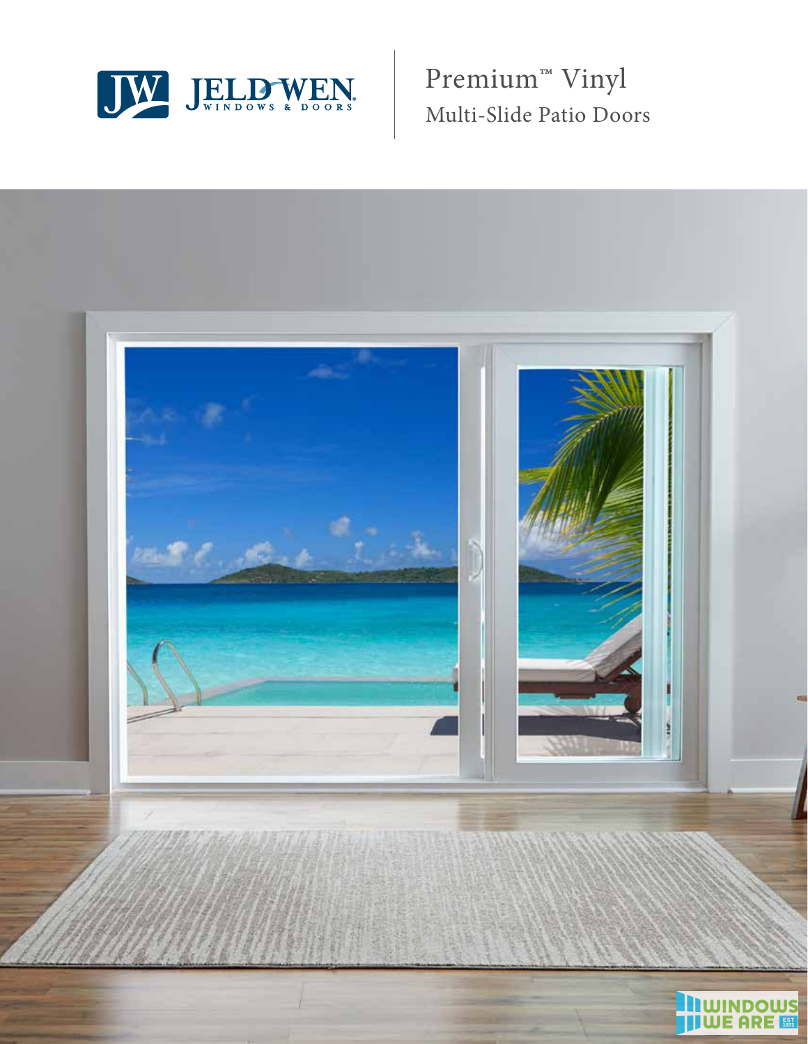# Premium™ Vinyl

## Multi-Slide Patio Doors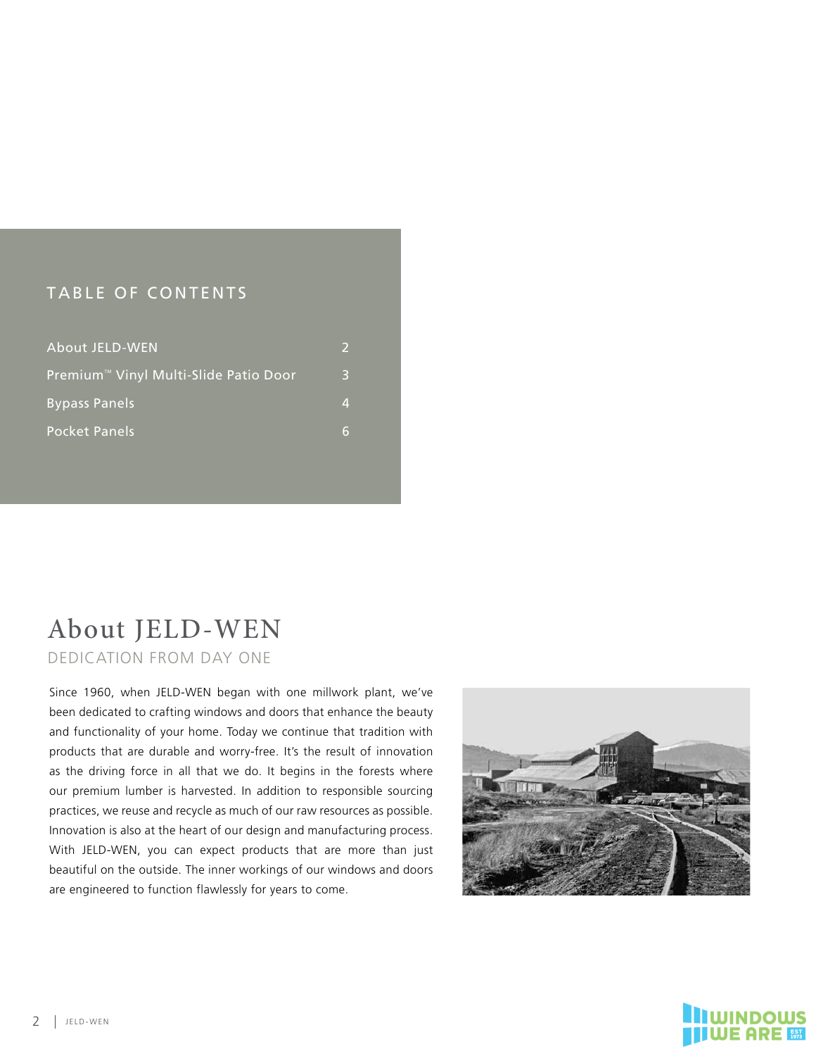## TABLE OF CONTENTS

| | |
|---|---|
| About JELD-WEN | 2 |
| Premium™ Vinyl Multi-Slide Patio Door | 3 |
| Bypass Panels | 4 |
| Pocket Panels | 6 |

# About JELD-WEN

DEDICATION FROM DAY ONE

Since 1960, when JELD-WEN began with one millwork plant, we've been dedicated to crafting windows and doors that enhance the beauty and functionality of your home. Today we continue that tradition with products that are durable and worry-free. It's the result of innovation as the driving force in all that we do. It begins in the forests where our premium lumber is harvested. In addition to responsible sourcing practices, we reuse and recycle as much of our raw resources as possible. Innovation is also at the heart of our design and manufacturing process. With JELD-WEN, you can expect products that are more than just beautiful on the outside. The inner workings of our windows and doors are engineered to function flawlessly for years to come.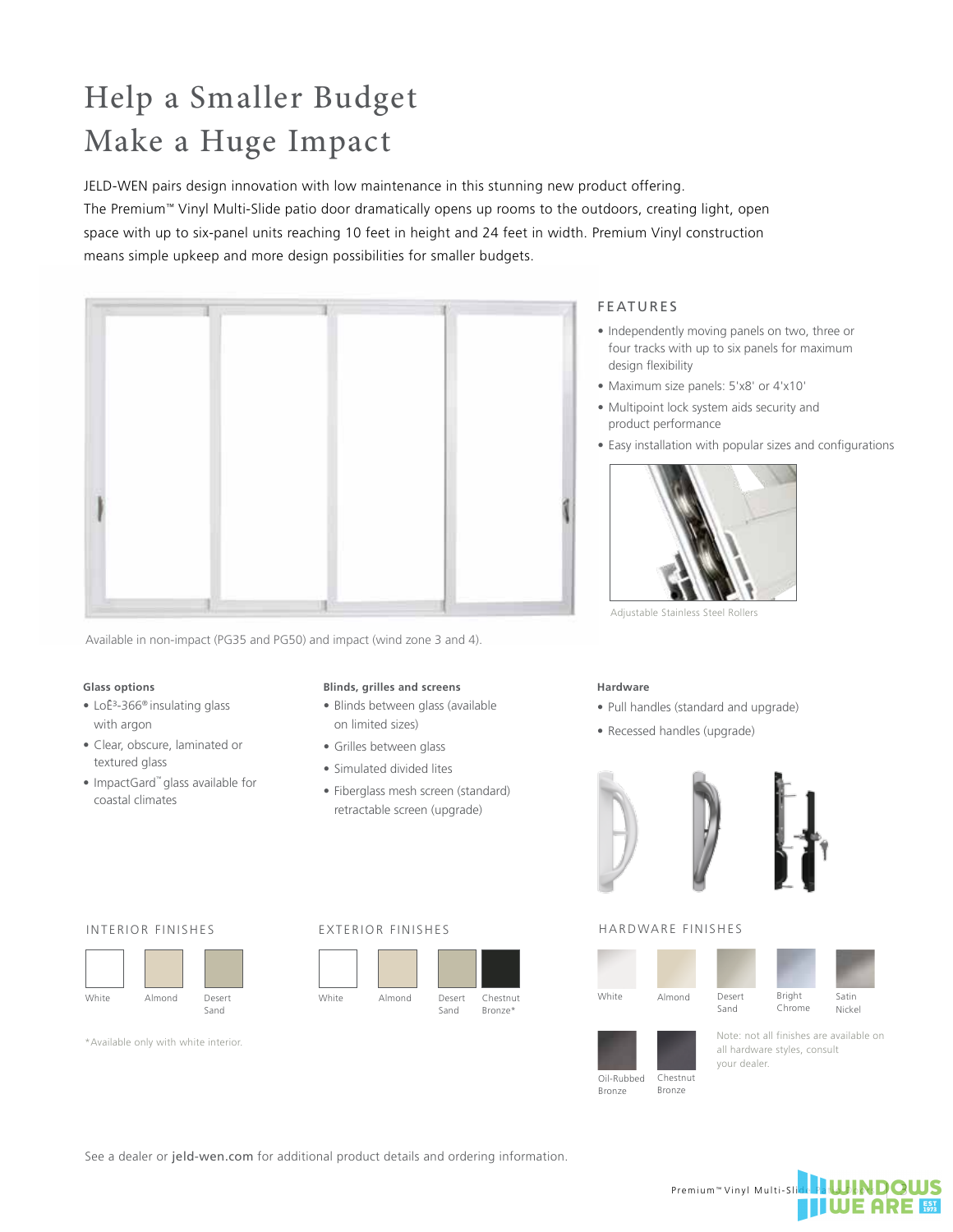# Help a Smaller Budget Make a Huge Impact

JELD-WEN pairs design innovation with low maintenance in this stunning new product offering. The Premium™ Vinyl Multi-Slide patio door dramatically opens up rooms to the outdoors, creating light, open space with up to six-panel units reaching 10 feet in height and 24 feet in width. Premium Vinyl construction means simple upkeep and more design possibilities for smaller budgets.

Available in non-impact (PG35 and PG50) and impact (wind zone 3 and 4).

## FEATURES

- Independently moving panels on two, three or four tracks with up to six panels for maximum design flexibility
- Maximum size panels: 5'x8' or 4'x10'
- Multipoint lock system aids security and product performance
- Easy installation with popular sizes and configurations

Adjustable Stainless Steel Rollers

**Glass options**

- LoE³-366® insulating glass with argon
- Clear, obscure, laminated or textured glass
- ImpactGard™ glass available for coastal climates

**Blinds, grilles and screens**

- Blinds between glass (available on limited sizes)
- Grilles between glass
- Simulated divided lites
- Fiberglass mesh screen (standard) retractable screen (upgrade)

**Hardware**

- Pull handles (standard and upgrade)
- Recessed handles (upgrade)

## INTERIOR FINISHES

White, Almond, Desert Sand

## EXTERIOR FINISHES

White, Almond, Desert Sand, Chestnut Bronze*

*Available only with white interior.

## HARDWARE FINISHES

White, Almond, Desert Sand, Bright Chrome, Satin Nickel, Oil-Rubbed Bronze, Chestnut Bronze

Note: not all finishes are available on all hardware styles, consult your dealer.

See a dealer or **jeld-wen.com** for additional product details and ordering information.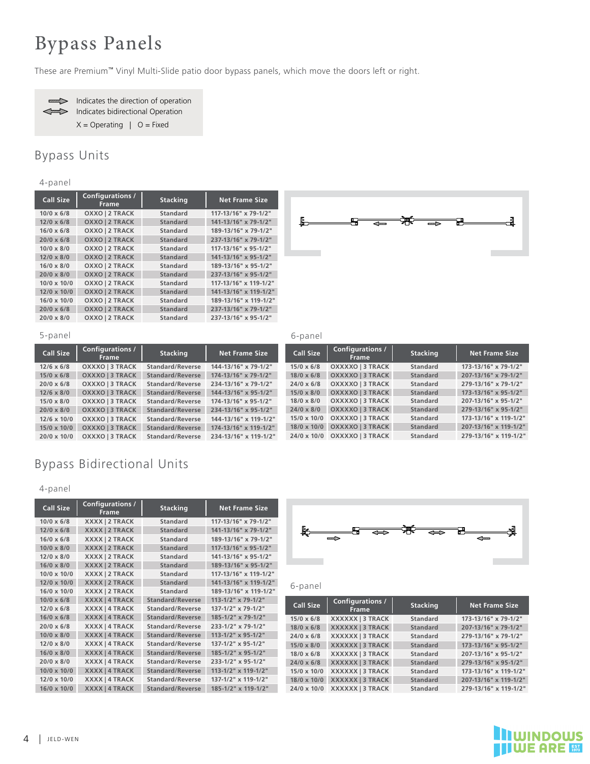# Bypass Panels

These are Premium™ Vinyl Multi-Slide patio door bypass panels, which move the doors left or right.

Indicates the direction of operation
Indicates bidirectional Operation
X = Operating | O = Fixed

## Bypass Units

### 4-panel

| Call Size | Configurations / Frame | Stacking | Net Frame Size |
|---|---|---|---|
| 10/0 x 6/8 | OXXO \| 2 TRACK | Standard | 117-13/16" x 79-1/2" |
| 12/0 x 6/8 | OXXO \| 2 TRACK | Standard | 141-13/16" x 79-1/2" |
| 16/0 x 6/8 | OXXO \| 2 TRACK | Standard | 189-13/16" x 79-1/2" |
| 20/0 x 6/8 | OXXO \| 2 TRACK | Standard | 237-13/16" x 79-1/2" |
| 10/0 x 8/0 | OXXO \| 2 TRACK | Standard | 117-13/16" x 95-1/2" |
| 12/0 x 8/0 | OXXO \| 2 TRACK | Standard | 141-13/16" x 95-1/2" |
| 16/0 x 8/0 | OXXO \| 2 TRACK | Standard | 189-13/16" x 95-1/2" |
| 20/0 x 8/0 | OXXO \| 2 TRACK | Standard | 237-13/16" x 95-1/2" |
| 10/0 x 10/0 | OXXO \| 2 TRACK | Standard | 117-13/16" x 119-1/2" |
| 12/0 x 10/0 | OXXO \| 2 TRACK | Standard | 141-13/16" x 119-1/2" |
| 16/0 x 10/0 | OXXO \| 2 TRACK | Standard | 189-13/16" x 119-1/2" |
| 20/0 x 6/8 | OXXO \| 2 TRACK | Standard | 237-13/16" x 79-1/2" |
| 20/0 x 8/0 | OXXO \| 2 TRACK | Standard | 237-13/16" x 95-1/2" |

### 5-panel

| Call Size | Configurations / Frame | Stacking | Net Frame Size |
|---|---|---|---|
| 12/6 x 6/8 | OXXXO \| 3 TRACK | Standard/Reverse | 144-13/16" x 79-1/2" |
| 15/0 x 6/8 | OXXXO \| 3 TRACK | Standard/Reverse | 174-13/16" x 79-1/2" |
| 20/0 x 6/8 | OXXXO \| 3 TRACK | Standard/Reverse | 234-13/16" x 79-1/2" |
| 12/6 x 8/0 | OXXXO \| 3 TRACK | Standard/Reverse | 144-13/16" x 95-1/2" |
| 15/0 x 8/0 | OXXXO \| 3 TRACK | Standard/Reverse | 174-13/16" x 95-1/2" |
| 20/0 x 8/0 | OXXXO \| 3 TRACK | Standard/Reverse | 234-13/16" x 95-1/2" |
| 12/6 x 10/0 | OXXXO \| 3 TRACK | Standard/Reverse | 144-13/16" x 119-1/2" |
| 15/0 x 10/0 | OXXXO \| 3 TRACK | Standard/Reverse | 174-13/16" x 119-1/2" |
| 20/0 x 10/0 | OXXXO \| 3 TRACK | Standard/Reverse | 234-13/16" x 119-1/2" |

### 6-panel

| Call Size | Configurations / Frame | Stacking | Net Frame Size |
|---|---|---|---|
| 15/0 x 6/8 | OXXXXO \| 3 TRACK | Standard | 173-13/16" x 79-1/2" |
| 18/0 x 6/8 | OXXXXO \| 3 TRACK | Standard | 207-13/16" x 79-1/2" |
| 24/0 x 6/8 | OXXXXO \| 3 TRACK | Standard | 279-13/16" x 79-1/2" |
| 15/0 x 8/0 | OXXXXO \| 3 TRACK | Standard | 173-13/16" x 95-1/2" |
| 18/0 x 8/0 | OXXXXO \| 3 TRACK | Standard | 207-13/16" x 95-1/2" |
| 24/0 x 8/0 | OXXXXO \| 3 TRACK | Standard | 279-13/16" x 95-1/2" |
| 15/0 x 10/0 | OXXXXO \| 3 TRACK | Standard | 173-13/16" x 119-1/2" |
| 18/0 x 10/0 | OXXXXO \| 3 TRACK | Standard | 207-13/16" x 119-1/2" |
| 24/0 x 10/0 | OXXXXO \| 3 TRACK | Standard | 279-13/16" x 119-1/2" |

## Bypass Bidirectional Units

### 4-panel

| Call Size | Configurations / Frame | Stacking | Net Frame Size |
|---|---|---|---|
| 10/0 x 6/8 | XXXX \| 2 TRACK | Standard | 117-13/16" x 79-1/2" |
| 12/0 x 6/8 | XXXX \| 2 TRACK | Standard | 141-13/16" x 79-1/2" |
| 16/0 x 6/8 | XXXX \| 2 TRACK | Standard | 189-13/16" x 79-1/2" |
| 10/0 x 8/0 | XXXX \| 2 TRACK | Standard | 117-13/16" x 95-1/2" |
| 12/0 x 8/0 | XXXX \| 2 TRACK | Standard | 141-13/16" x 95-1/2" |
| 16/0 x 8/0 | XXXX \| 2 TRACK | Standard | 189-13/16" x 95-1/2" |
| 10/0 x 10/0 | XXXX \| 2 TRACK | Standard | 117-13/16" x 119-1/2" |
| 12/0 x 10/0 | XXXX \| 2 TRACK | Standard | 141-13/16" x 119-1/2" |
| 16/0 x 10/0 | XXXX \| 2 TRACK | Standard | 189-13/16" x 119-1/2" |
| 10/0 x 6/8 | XXXX \| 4 TRACK | Standard/Reverse | 113-1/2" x 79-1/2" |
| 12/0 x 6/8 | XXXX \| 4 TRACK | Standard/Reverse | 137-1/2" x 79-1/2" |
| 16/0 x 6/8 | XXXX \| 4 TRACK | Standard/Reverse | 185-1/2" x 79-1/2" |
| 20/0 x 6/8 | XXXX \| 4 TRACK | Standard/Reverse | 233-1/2" x 79-1/2" |
| 10/0 x 8/0 | XXXX \| 4 TRACK | Standard/Reverse | 113-1/2" x 95-1/2" |
| 12/0 x 8/0 | XXXX \| 4 TRACK | Standard/Reverse | 137-1/2" x 95-1/2" |
| 16/0 x 8/0 | XXXX \| 4 TRACK | Standard/Reverse | 185-1/2" x 95-1/2" |
| 20/0 x 8/0 | XXXX \| 4 TRACK | Standard/Reverse | 233-1/2" x 95-1/2" |
| 10/0 x 10/0 | XXXX \| 4 TRACK | Standard/Reverse | 113-1/2" x 119-1/2" |
| 12/0 x 10/0 | XXXX \| 4 TRACK | Standard/Reverse | 137-1/2" x 119-1/2" |
| 16/0 x 10/0 | XXXX \| 4 TRACK | Standard/Reverse | 185-1/2" x 119-1/2" |

### 6-panel

| Call Size | Configurations / Frame | Stacking | Net Frame Size |
|---|---|---|---|
| 15/0 x 6/8 | XXXXXX \| 3 TRACK | Standard | 173-13/16" x 79-1/2" |
| 18/0 x 6/8 | XXXXXX \| 3 TRACK | Standard | 207-13/16" x 79-1/2" |
| 24/0 x 6/8 | XXXXXX \| 3 TRACK | Standard | 279-13/16" x 79-1/2" |
| 15/0 x 8/0 | XXXXXX \| 3 TRACK | Standard | 173-13/16" x 95-1/2" |
| 18/0 x 6/8 | XXXXXX \| 3 TRACK | Standard | 207-13/16" x 95-1/2" |
| 24/0 x 6/8 | XXXXXX \| 3 TRACK | Standard | 279-13/16" x 95-1/2" |
| 15/0 x 10/0 | XXXXXX \| 3 TRACK | Standard | 173-13/16" x 119-1/2" |
| 18/0 x 10/0 | XXXXXX \| 3 TRACK | Standard | 207-13/16" x 119-1/2" |
| 24/0 x 10/0 | XXXXXX \| 3 TRACK | Standard | 279-13/16" x 119-1/2" |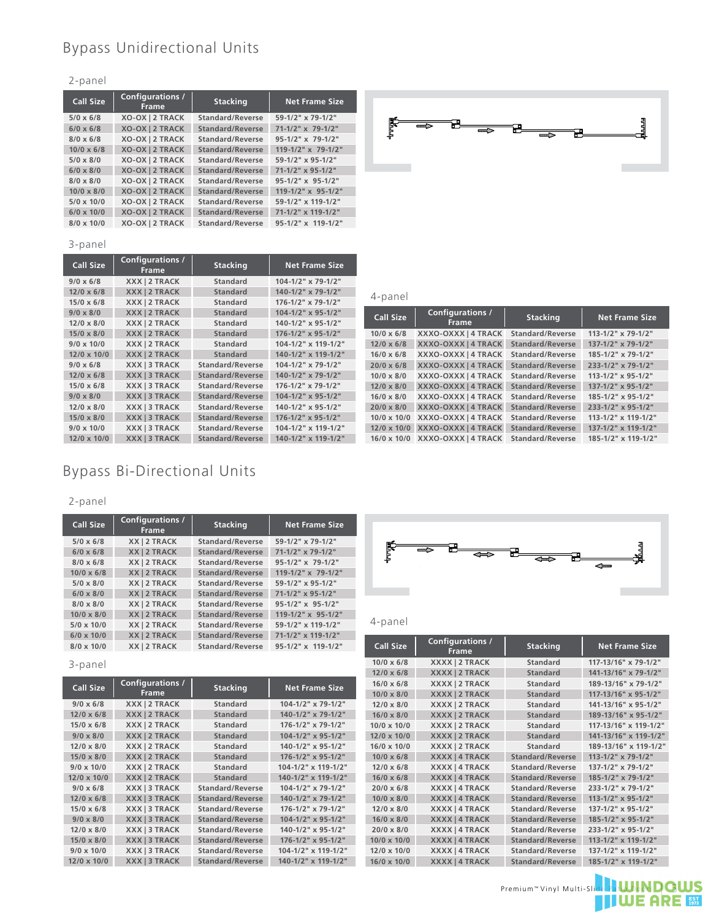# Bypass Unidirectional Units

## 2-panel

| Call Size | Configurations / Frame | Stacking | Net Frame Size |
|---|---|---|---|
| 5/0 x 6/8 | XO-OX \| 2 TRACK | Standard/Reverse | 59-1/2" x 79-1/2" |
| 6/0 x 6/8 | XO-OX \| 2 TRACK | Standard/Reverse | 71-1/2" x 79-1/2" |
| 8/0 x 6/8 | XO-OX \| 2 TRACK | Standard/Reverse | 95-1/2" x 79-1/2" |
| 10/0 x 6/8 | XO-OX \| 2 TRACK | Standard/Reverse | 119-1/2" x 79-1/2" |
| 5/0 x 8/0 | XO-OX \| 2 TRACK | Standard/Reverse | 59-1/2" x 95-1/2" |
| 6/0 x 8/0 | XO-OX \| 2 TRACK | Standard/Reverse | 71-1/2" x 95-1/2" |
| 8/0 x 8/0 | XO-OX \| 2 TRACK | Standard/Reverse | 95-1/2" x 95-1/2" |
| 10/0 x 8/0 | XO-OX \| 2 TRACK | Standard/Reverse | 119-1/2" x 95-1/2" |
| 5/0 x 10/0 | XO-OX \| 2 TRACK | Standard/Reverse | 59-1/2" x 119-1/2" |
| 6/0 x 10/0 | XO-OX \| 2 TRACK | Standard/Reverse | 71-1/2" x 119-1/2" |
| 8/0 x 10/0 | XO-OX \| 2 TRACK | Standard/Reverse | 95-1/2" x 119-1/2" |

## 3-panel

| Call Size | Configurations / Frame | Stacking | Net Frame Size |
|---|---|---|---|
| 9/0 x 6/8 | XXX \| 2 TRACK | Standard | 104-1/2" x 79-1/2" |
| 12/0 x 6/8 | XXX \| 2 TRACK | Standard | 140-1/2" x 79-1/2" |
| 15/0 x 6/8 | XXX \| 2 TRACK | Standard | 176-1/2" x 79-1/2" |
| 9/0 x 8/0 | XXX \| 2 TRACK | Standard | 104-1/2" x 95-1/2" |
| 12/0 x 8/0 | XXX \| 2 TRACK | Standard | 140-1/2" x 95-1/2" |
| 15/0 x 8/0 | XXX \| 2 TRACK | Standard | 176-1/2" x 95-1/2" |
| 9/0 x 10/0 | XXX \| 2 TRACK | Standard | 104-1/2" x 119-1/2" |
| 12/0 x 10/0 | XXX \| 2 TRACK | Standard | 140-1/2" x 119-1/2" |
| 9/0 x 6/8 | XXX \| 3 TRACK | Standard/Reverse | 104-1/2" x 79-1/2" |
| 12/0 x 6/8 | XXX \| 3 TRACK | Standard/Reverse | 140-1/2" x 79-1/2" |
| 15/0 x 6/8 | XXX \| 3 TRACK | Standard/Reverse | 176-1/2" x 79-1/2" |
| 9/0 x 8/0 | XXX \| 3 TRACK | Standard/Reverse | 104-1/2" x 95-1/2" |
| 12/0 x 8/0 | XXX \| 3 TRACK | Standard/Reverse | 140-1/2" x 95-1/2" |
| 15/0 x 8/0 | XXX \| 3 TRACK | Standard/Reverse | 176-1/2" x 95-1/2" |
| 9/0 x 10/0 | XXX \| 3 TRACK | Standard/Reverse | 104-1/2" x 119-1/2" |
| 12/0 x 10/0 | XXX \| 3 TRACK | Standard/Reverse | 140-1/2" x 119-1/2" |

## 4-panel

| Call Size | Configurations / Frame | Stacking | Net Frame Size |
|---|---|---|---|
| 10/0 x 6/8 | XXXO-OXXX \| 4 TRACK | Standard/Reverse | 113-1/2" x 79-1/2" |
| 12/0 x 6/8 | XXXO-OXXX \| 4 TRACK | Standard/Reverse | 137-1/2" x 79-1/2" |
| 16/0 x 6/8 | XXXO-OXXX \| 4 TRACK | Standard/Reverse | 185-1/2" x 79-1/2" |
| 20/0 x 6/8 | XXXO-OXXX \| 4 TRACK | Standard/Reverse | 233-1/2" x 79-1/2" |
| 10/0 x 8/0 | XXXO-OXXX \| 4 TRACK | Standard/Reverse | 113-1/2" x 95-1/2" |
| 12/0 x 8/0 | XXXO-OXXX \| 4 TRACK | Standard/Reverse | 137-1/2" x 95-1/2" |
| 16/0 x 8/0 | XXXO-OXXX \| 4 TRACK | Standard/Reverse | 185-1/2" x 95-1/2" |
| 20/0 x 8/0 | XXXO-OXXX \| 4 TRACK | Standard/Reverse | 233-1/2" x 95-1/2" |
| 10/0 x 10/0 | XXXO-OXXX \| 4 TRACK | Standard/Reverse | 113-1/2" x 119-1/2" |
| 12/0 x 10/0 | XXXO-OXXX \| 4 TRACK | Standard/Reverse | 137-1/2" x 119-1/2" |
| 16/0 x 10/0 | XXXO-OXXX \| 4 TRACK | Standard/Reverse | 185-1/2" x 119-1/2" |

# Bypass Bi-Directional Units

## 2-panel

| Call Size | Configurations / Frame | Stacking | Net Frame Size |
|---|---|---|---|
| 5/0 x 6/8 | XX \| 2 TRACK | Standard/Reverse | 59-1/2" x 79-1/2" |
| 6/0 x 6/8 | XX \| 2 TRACK | Standard/Reverse | 71-1/2" x 79-1/2" |
| 8/0 x 6/8 | XX \| 2 TRACK | Standard/Reverse | 95-1/2" x 79-1/2" |
| 10/0 x 6/8 | XX \| 2 TRACK | Standard/Reverse | 119-1/2" x 79-1/2" |
| 5/0 x 8/0 | XX \| 2 TRACK | Standard/Reverse | 59-1/2" x 95-1/2" |
| 6/0 x 8/0 | XX \| 2 TRACK | Standard/Reverse | 71-1/2" x 95-1/2" |
| 8/0 x 8/0 | XX \| 2 TRACK | Standard/Reverse | 95-1/2" x 95-1/2" |
| 10/0 x 8/0 | XX \| 2 TRACK | Standard/Reverse | 119-1/2" x 95-1/2" |
| 5/0 x 10/0 | XX \| 2 TRACK | Standard/Reverse | 59-1/2" x 119-1/2" |
| 6/0 x 10/0 | XX \| 2 TRACK | Standard/Reverse | 71-1/2" x 119-1/2" |
| 8/0 x 10/0 | XX \| 2 TRACK | Standard/Reverse | 95-1/2" x 119-1/2" |

## 3-panel

| Call Size | Configurations / Frame | Stacking | Net Frame Size |
|---|---|---|---|
| 9/0 x 6/8 | XXX \| 2 TRACK | Standard | 104-1/2" x 79-1/2" |
| 12/0 x 6/8 | XXX \| 2 TRACK | Standard | 140-1/2" x 79-1/2" |
| 15/0 x 6/8 | XXX \| 2 TRACK | Standard | 176-1/2" x 79-1/2" |
| 9/0 x 8/0 | XXX \| 2 TRACK | Standard | 104-1/2" x 95-1/2" |
| 12/0 x 8/0 | XXX \| 2 TRACK | Standard | 140-1/2" x 95-1/2" |
| 15/0 x 8/0 | XXX \| 2 TRACK | Standard | 176-1/2" x 95-1/2" |
| 9/0 x 10/0 | XXX \| 2 TRACK | Standard | 104-1/2" x 119-1/2" |
| 12/0 x 10/0 | XXX \| 2 TRACK | Standard | 140-1/2" x 119-1/2" |
| 9/0 x 6/8 | XXX \| 3 TRACK | Standard/Reverse | 104-1/2" x 79-1/2" |
| 12/0 x 6/8 | XXX \| 3 TRACK | Standard/Reverse | 140-1/2" x 79-1/2" |
| 15/0 x 6/8 | XXX \| 3 TRACK | Standard/Reverse | 176-1/2" x 79-1/2" |
| 9/0 x 8/0 | XXX \| 3 TRACK | Standard/Reverse | 104-1/2" x 95-1/2" |
| 12/0 x 8/0 | XXX \| 3 TRACK | Standard/Reverse | 140-1/2" x 95-1/2" |
| 15/0 x 8/0 | XXX \| 3 TRACK | Standard/Reverse | 176-1/2" x 95-1/2" |
| 9/0 x 10/0 | XXX \| 3 TRACK | Standard/Reverse | 104-1/2" x 119-1/2" |
| 12/0 x 10/0 | XXX \| 3 TRACK | Standard/Reverse | 140-1/2" x 119-1/2" |

## 4-panel

| Call Size | Configurations / Frame | Stacking | Net Frame Size |
|---|---|---|---|
| 10/0 x 6/8 | XXXX \| 2 TRACK | Standard | 117-13/16" x 79-1/2" |
| 12/0 x 6/8 | XXXX \| 2 TRACK | Standard | 141-13/16" x 79-1/2" |
| 16/0 x 6/8 | XXXX \| 2 TRACK | Standard | 189-13/16" x 79-1/2" |
| 10/0 x 8/0 | XXXX \| 2 TRACK | Standard | 117-13/16" x 95-1/2" |
| 12/0 x 8/0 | XXXX \| 2 TRACK | Standard | 141-13/16" x 95-1/2" |
| 16/0 x 8/0 | XXXX \| 2 TRACK | Standard | 189-13/16" x 95-1/2" |
| 10/0 x 10/0 | XXXX \| 2 TRACK | Standard | 117-13/16" x 119-1/2" |
| 12/0 x 10/0 | XXXX \| 2 TRACK | Standard | 141-13/16" x 119-1/2" |
| 16/0 x 10/0 | XXXX \| 2 TRACK | Standard | 189-13/16" x 119-1/2" |
| 10/0 x 6/8 | XXXX \| 4 TRACK | Standard/Reverse | 113-1/2" x 79-1/2" |
| 12/0 x 6/8 | XXXX \| 4 TRACK | Standard/Reverse | 137-1/2" x 79-1/2" |
| 16/0 x 6/8 | XXXX \| 4 TRACK | Standard/Reverse | 185-1/2" x 79-1/2" |
| 20/0 x 6/8 | XXXX \| 4 TRACK | Standard/Reverse | 233-1/2" x 79-1/2" |
| 10/0 x 8/0 | XXXX \| 4 TRACK | Standard/Reverse | 113-1/2" x 95-1/2" |
| 12/0 x 8/0 | XXXX \| 4 TRACK | Standard/Reverse | 137-1/2" x 95-1/2" |
| 16/0 x 8/0 | XXXX \| 4 TRACK | Standard/Reverse | 185-1/2" x 95-1/2" |
| 20/0 x 8/0 | XXXX \| 4 TRACK | Standard/Reverse | 233-1/2" x 95-1/2" |
| 10/0 x 10/0 | XXXX \| 4 TRACK | Standard/Reverse | 113-1/2" x 119-1/2" |
| 12/0 x 10/0 | XXXX \| 4 TRACK | Standard/Reverse | 137-1/2" x 119-1/2" |
| 16/0 x 10/0 | XXXX \| 4 TRACK | Standard/Reverse | 185-1/2" x 119-1/2" |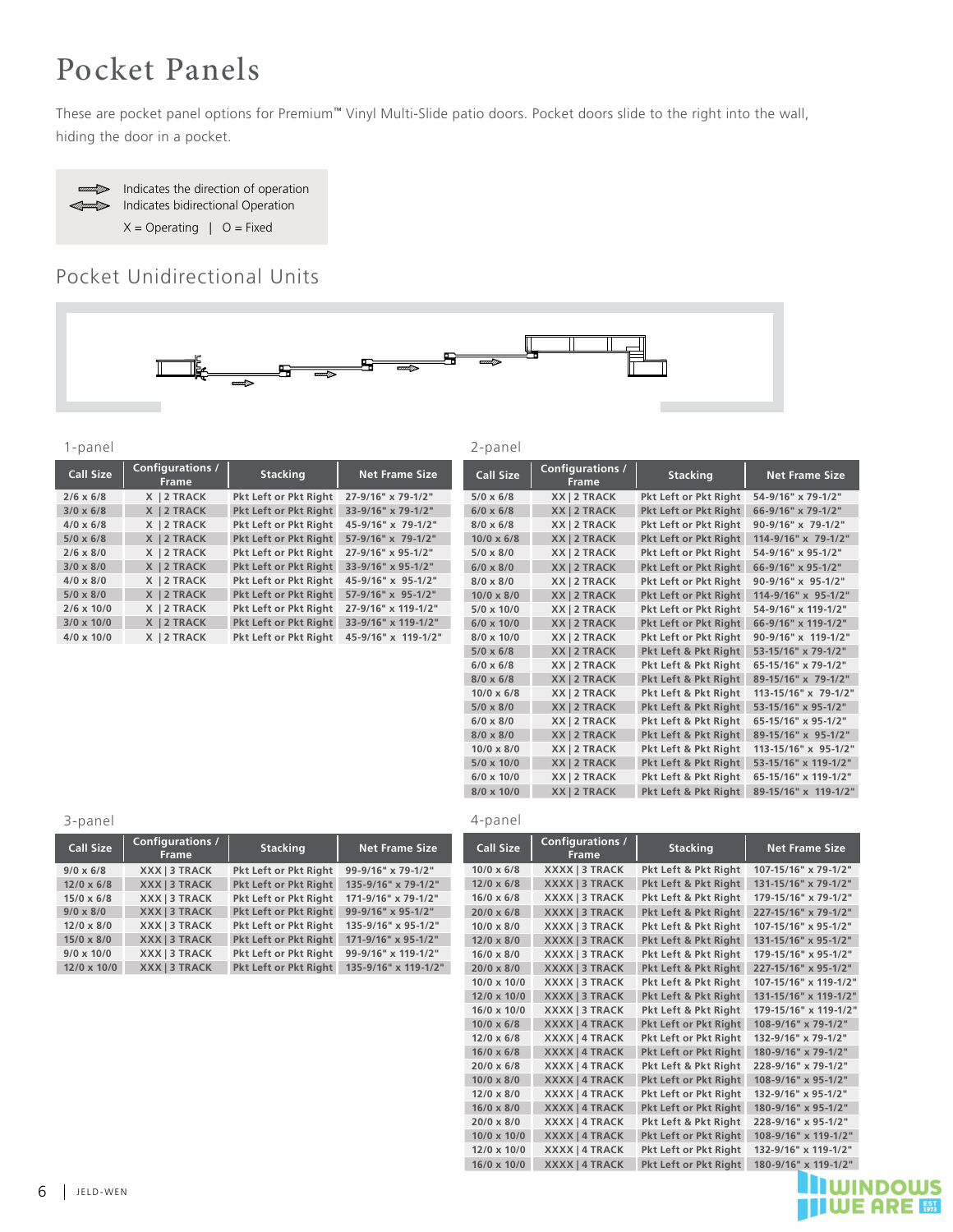# Pocket Panels

These are pocket panel options for Premium™ Vinyl Multi-Slide patio doors. Pocket doors slide to the right into the wall, hiding the door in a pocket.

Indicates the direction of operation
Indicates bidirectional Operation
X = Operating | O = Fixed

## Pocket Unidirectional Units

### 1-panel

| Call Size | Configurations / Frame | Stacking | Net Frame Size |
|---|---|---|---|
| 2/6 x 6/8 | X \| 2 TRACK | Pkt Left or Pkt Right | 27-9/16" x 79-1/2" |
| 3/0 x 6/8 | X \| 2 TRACK | Pkt Left or Pkt Right | 33-9/16" x 79-1/2" |
| 4/0 x 6/8 | X \| 2 TRACK | Pkt Left or Pkt Right | 45-9/16" x 79-1/2" |
| 5/0 x 6/8 | X \| 2 TRACK | Pkt Left or Pkt Right | 57-9/16" x 79-1/2" |
| 2/6 x 8/0 | X \| 2 TRACK | Pkt Left or Pkt Right | 27-9/16" x 95-1/2" |
| 3/0 x 8/0 | X \| 2 TRACK | Pkt Left or Pkt Right | 33-9/16" x 95-1/2" |
| 4/0 x 8/0 | X \| 2 TRACK | Pkt Left or Pkt Right | 45-9/16" x 95-1/2" |
| 5/0 x 8/0 | X \| 2 TRACK | Pkt Left or Pkt Right | 57-9/16" x 95-1/2" |
| 2/6 x 10/0 | X \| 2 TRACK | Pkt Left or Pkt Right | 27-9/16" x 119-1/2" |
| 3/0 x 10/0 | X \| 2 TRACK | Pkt Left or Pkt Right | 33-9/16" x 119-1/2" |
| 4/0 x 10/0 | X \| 2 TRACK | Pkt Left or Pkt Right | 45-9/16" x 119-1/2" |

### 2-panel

| Call Size | Configurations / Frame | Stacking | Net Frame Size |
|---|---|---|---|
| 5/0 x 6/8 | XX \| 2 TRACK | Pkt Left or Pkt Right | 54-9/16" x 79-1/2" |
| 6/0 x 6/8 | XX \| 2 TRACK | Pkt Left or Pkt Right | 66-9/16" x 79-1/2" |
| 8/0 x 6/8 | XX \| 2 TRACK | Pkt Left or Pkt Right | 90-9/16" x 79-1/2" |
| 10/0 x 6/8 | XX \| 2 TRACK | Pkt Left or Pkt Right | 114-9/16" x 79-1/2" |
| 5/0 x 8/0 | XX \| 2 TRACK | Pkt Left or Pkt Right | 54-9/16" x 95-1/2" |
| 6/0 x 8/0 | XX \| 2 TRACK | Pkt Left or Pkt Right | 66-9/16" x 95-1/2" |
| 8/0 x 8/0 | XX \| 2 TRACK | Pkt Left or Pkt Right | 90-9/16" x 95-1/2" |
| 10/0 x 8/0 | XX \| 2 TRACK | Pkt Left or Pkt Right | 114-9/16" x 95-1/2" |
| 5/0 x 10/0 | XX \| 2 TRACK | Pkt Left or Pkt Right | 54-9/16" x 119-1/2" |
| 6/0 x 10/0 | XX \| 2 TRACK | Pkt Left or Pkt Right | 66-9/16" x 119-1/2" |
| 8/0 x 10/0 | XX \| 2 TRACK | Pkt Left or Pkt Right | 90-9/16" x 119-1/2" |
| 5/0 x 6/8 | XX \| 2 TRACK | Pkt Left & Pkt Right | 53-15/16" x 79-1/2" |
| 6/0 x 6/8 | XX \| 2 TRACK | Pkt Left & Pkt Right | 65-15/16" x 79-1/2" |
| 8/0 x 6/8 | XX \| 2 TRACK | Pkt Left & Pkt Right | 89-15/16" x 79-1/2" |
| 10/0 x 6/8 | XX \| 2 TRACK | Pkt Left & Pkt Right | 113-15/16" x 79-1/2" |
| 5/0 x 8/0 | XX \| 2 TRACK | Pkt Left & Pkt Right | 53-15/16" x 95-1/2" |
| 6/0 x 8/0 | XX \| 2 TRACK | Pkt Left & Pkt Right | 65-15/16" x 95-1/2" |
| 8/0 x 8/0 | XX \| 2 TRACK | Pkt Left & Pkt Right | 89-15/16" x 95-1/2" |
| 10/0 x 8/0 | XX \| 2 TRACK | Pkt Left & Pkt Right | 113-15/16" x 95-1/2" |
| 5/0 x 10/0 | XX \| 2 TRACK | Pkt Left & Pkt Right | 53-15/16" x 119-1/2" |
| 6/0 x 10/0 | XX \| 2 TRACK | Pkt Left & Pkt Right | 65-15/16" x 119-1/2" |
| 8/0 x 10/0 | XX \| 2 TRACK | Pkt Left & Pkt Right | 89-15/16" x 119-1/2" |

### 3-panel

| Call Size | Configurations / Frame | Stacking | Net Frame Size |
|---|---|---|---|
| 9/0 x 6/8 | XXX \| 3 TRACK | Pkt Left or Pkt Right | 99-9/16" x 79-1/2" |
| 12/0 x 6/8 | XXX \| 3 TRACK | Pkt Left or Pkt Right | 135-9/16" x 79-1/2" |
| 15/0 x 6/8 | XXX \| 3 TRACK | Pkt Left or Pkt Right | 171-9/16" x 79-1/2" |
| 9/0 x 8/0 | XXX \| 3 TRACK | Pkt Left or Pkt Right | 99-9/16" x 95-1/2" |
| 12/0 x 8/0 | XXX \| 3 TRACK | Pkt Left or Pkt Right | 135-9/16" x 95-1/2" |
| 15/0 x 8/0 | XXX \| 3 TRACK | Pkt Left or Pkt Right | 171-9/16" x 95-1/2" |
| 9/0 x 10/0 | XXX \| 3 TRACK | Pkt Left or Pkt Right | 99-9/16" x 119-1/2" |
| 12/0 x 10/0 | XXX \| 3 TRACK | Pkt Left or Pkt Right | 135-9/16" x 119-1/2" |

### 4-panel

| Call Size | Configurations / Frame | Stacking | Net Frame Size |
|---|---|---|---|
| 10/0 x 6/8 | XXXX \| 3 TRACK | Pkt Left & Pkt Right | 107-15/16" x 79-1/2" |
| 12/0 x 6/8 | XXXX \| 3 TRACK | Pkt Left & Pkt Right | 131-15/16" x 79-1/2" |
| 16/0 x 6/8 | XXXX \| 3 TRACK | Pkt Left & Pkt Right | 179-15/16" x 79-1/2" |
| 20/0 x 6/8 | XXXX \| 3 TRACK | Pkt Left & Pkt Right | 227-15/16" x 79-1/2" |
| 10/0 x 8/0 | XXXX \| 3 TRACK | Pkt Left & Pkt Right | 107-15/16" x 95-1/2" |
| 12/0 x 8/0 | XXXX \| 3 TRACK | Pkt Left & Pkt Right | 131-15/16" x 95-1/2" |
| 16/0 x 8/0 | XXXX \| 3 TRACK | Pkt Left & Pkt Right | 179-15/16" x 95-1/2" |
| 20/0 x 8/0 | XXXX \| 3 TRACK | Pkt Left & Pkt Right | 227-15/16" x 95-1/2" |
| 10/0 x 10/0 | XXXX \| 3 TRACK | Pkt Left & Pkt Right | 107-15/16" x 119-1/2" |
| 12/0 x 10/0 | XXXX \| 3 TRACK | Pkt Left & Pkt Right | 131-15/16" x 119-1/2" |
| 16/0 x 10/0 | XXXX \| 3 TRACK | Pkt Left & Pkt Right | 179-15/16" x 119-1/2" |
| 10/0 x 6/8 | XXXX \| 4 TRACK | Pkt Left or Pkt Right | 108-9/16" x 79-1/2" |
| 12/0 x 6/8 | XXXX \| 4 TRACK | Pkt Left or Pkt Right | 132-9/16" x 79-1/2" |
| 16/0 x 6/8 | XXXX \| 4 TRACK | Pkt Left or Pkt Right | 180-9/16" x 79-1/2" |
| 20/0 x 6/8 | XXXX \| 4 TRACK | Pkt Left & Pkt Right | 228-9/16" x 79-1/2" |
| 10/0 x 8/0 | XXXX \| 4 TRACK | Pkt Left or Pkt Right | 108-9/16" x 95-1/2" |
| 12/0 x 8/0 | XXXX \| 4 TRACK | Pkt Left or Pkt Right | 132-9/16" x 95-1/2" |
| 16/0 x 8/0 | XXXX \| 4 TRACK | Pkt Left or Pkt Right | 180-9/16" x 95-1/2" |
| 20/0 x 8/0 | XXXX \| 4 TRACK | Pkt Left & Pkt Right | 228-9/16" x 95-1/2" |
| 10/0 x 10/0 | XXXX \| 4 TRACK | Pkt Left or Pkt Right | 108-9/16" x 119-1/2" |
| 12/0 x 10/0 | XXXX \| 4 TRACK | Pkt Left or Pkt Right | 132-9/16" x 119-1/2" |
| 16/0 x 10/0 | XXXX \| 4 TRACK | Pkt Left or Pkt Right | 180-9/16" x 119-1/2" |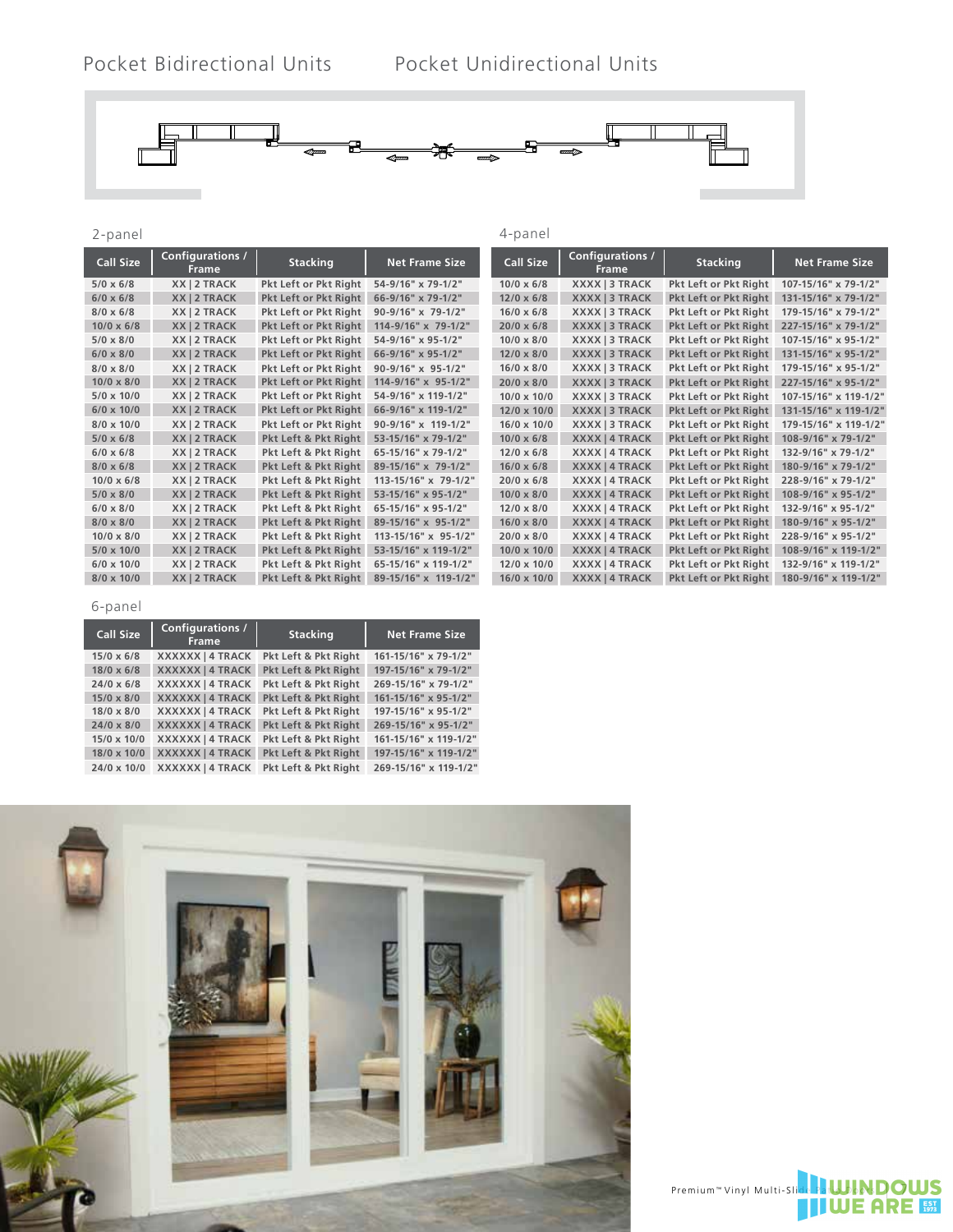Pocket Bidirectional Units

Pocket Unidirectional Units

## 2-panel

| Call Size | Configurations / Frame | Stacking | Net Frame Size |
|---|---|---|---|
| 5/0 x 6/8 | XX \| 2 TRACK | Pkt Left or Pkt Right | 54-9/16" x 79-1/2" |
| 6/0 x 6/8 | XX \| 2 TRACK | Pkt Left or Pkt Right | 66-9/16" x 79-1/2" |
| 8/0 x 6/8 | XX \| 2 TRACK | Pkt Left or Pkt Right | 90-9/16" x 79-1/2" |
| 10/0 x 6/8 | XX \| 2 TRACK | Pkt Left or Pkt Right | 114-9/16" x 79-1/2" |
| 5/0 x 8/0 | XX \| 2 TRACK | Pkt Left or Pkt Right | 54-9/16" x 95-1/2" |
| 6/0 x 8/0 | XX \| 2 TRACK | Pkt Left or Pkt Right | 66-9/16" x 95-1/2" |
| 8/0 x 8/0 | XX \| 2 TRACK | Pkt Left or Pkt Right | 90-9/16" x 95-1/2" |
| 10/0 x 8/0 | XX \| 2 TRACK | Pkt Left or Pkt Right | 114-9/16" x 95-1/2" |
| 5/0 x 10/0 | XX \| 2 TRACK | Pkt Left or Pkt Right | 54-9/16" x 119-1/2" |
| 6/0 x 10/0 | XX \| 2 TRACK | Pkt Left or Pkt Right | 66-9/16" x 119-1/2" |
| 8/0 x 10/0 | XX \| 2 TRACK | Pkt Left or Pkt Right | 90-9/16" x 119-1/2" |
| 5/0 x 6/8 | XX \| 2 TRACK | Pkt Left & Pkt Right | 53-15/16" x 79-1/2" |
| 6/0 x 6/8 | XX \| 2 TRACK | Pkt Left & Pkt Right | 65-15/16" x 79-1/2" |
| 8/0 x 6/8 | XX \| 2 TRACK | Pkt Left & Pkt Right | 89-15/16" x 79-1/2" |
| 10/0 x 6/8 | XX \| 2 TRACK | Pkt Left & Pkt Right | 113-15/16" x 79-1/2" |
| 5/0 x 8/0 | XX \| 2 TRACK | Pkt Left & Pkt Right | 53-15/16" x 95-1/2" |
| 6/0 x 8/0 | XX \| 2 TRACK | Pkt Left & Pkt Right | 65-15/16" x 95-1/2" |
| 8/0 x 8/0 | XX \| 2 TRACK | Pkt Left & Pkt Right | 89-15/16" x 95-1/2" |
| 10/0 x 8/0 | XX \| 2 TRACK | Pkt Left & Pkt Right | 113-15/16" x 95-1/2" |
| 5/0 x 10/0 | XX \| 2 TRACK | Pkt Left & Pkt Right | 53-15/16" x 119-1/2" |
| 6/0 x 10/0 | XX \| 2 TRACK | Pkt Left & Pkt Right | 65-15/16" x 119-1/2" |
| 8/0 x 10/0 | XX \| 2 TRACK | Pkt Left & Pkt Right | 89-15/16" x 119-1/2" |

## 4-panel

| Call Size | Configurations / Frame | Stacking | Net Frame Size |
|---|---|---|---|
| 10/0 x 6/8 | XXXX \| 3 TRACK | Pkt Left or Pkt Right | 107-15/16" x 79-1/2" |
| 12/0 x 6/8 | XXXX \| 3 TRACK | Pkt Left or Pkt Right | 131-15/16" x 79-1/2" |
| 16/0 x 6/8 | XXXX \| 3 TRACK | Pkt Left or Pkt Right | 179-15/16" x 79-1/2" |
| 20/0 x 6/8 | XXXX \| 3 TRACK | Pkt Left or Pkt Right | 227-15/16" x 79-1/2" |
| 10/0 x 8/0 | XXXX \| 3 TRACK | Pkt Left or Pkt Right | 107-15/16" x 95-1/2" |
| 12/0 x 8/0 | XXXX \| 3 TRACK | Pkt Left or Pkt Right | 131-15/16" x 95-1/2" |
| 16/0 x 8/0 | XXXX \| 3 TRACK | Pkt Left or Pkt Right | 179-15/16" x 95-1/2" |
| 20/0 x 8/0 | XXXX \| 3 TRACK | Pkt Left or Pkt Right | 227-15/16" x 95-1/2" |
| 10/0 x 10/0 | XXXX \| 3 TRACK | Pkt Left or Pkt Right | 107-15/16" x 119-1/2" |
| 12/0 x 10/0 | XXXX \| 3 TRACK | Pkt Left or Pkt Right | 131-15/16" x 119-1/2" |
| 16/0 x 10/0 | XXXX \| 3 TRACK | Pkt Left or Pkt Right | 179-15/16" x 119-1/2" |
| 10/0 x 6/8 | XXXX \| 4 TRACK | Pkt Left or Pkt Right | 108-9/16" x 79-1/2" |
| 12/0 x 6/8 | XXXX \| 4 TRACK | Pkt Left or Pkt Right | 132-9/16" x 79-1/2" |
| 16/0 x 6/8 | XXXX \| 4 TRACK | Pkt Left or Pkt Right | 180-9/16" x 79-1/2" |
| 20/0 x 6/8 | XXXX \| 4 TRACK | Pkt Left or Pkt Right | 228-9/16" x 79-1/2" |
| 10/0 x 8/0 | XXXX \| 4 TRACK | Pkt Left or Pkt Right | 108-9/16" x 95-1/2" |
| 12/0 x 8/0 | XXXX \| 4 TRACK | Pkt Left or Pkt Right | 132-9/16" x 95-1/2" |
| 16/0 x 8/0 | XXXX \| 4 TRACK | Pkt Left or Pkt Right | 180-9/16" x 95-1/2" |
| 20/0 x 8/0 | XXXX \| 4 TRACK | Pkt Left or Pkt Right | 228-9/16" x 95-1/2" |
| 10/0 x 10/0 | XXXX \| 4 TRACK | Pkt Left or Pkt Right | 108-9/16" x 119-1/2" |
| 12/0 x 10/0 | XXXX \| 4 TRACK | Pkt Left or Pkt Right | 132-9/16" x 119-1/2" |
| 16/0 x 10/0 | XXXX \| 4 TRACK | Pkt Left or Pkt Right | 180-9/16" x 119-1/2" |

## 6-panel

| Call Size | Configurations / Frame | Stacking | Net Frame Size |
|---|---|---|---|
| 15/0 x 6/8 | XXXXXX \| 4 TRACK | Pkt Left & Pkt Right | 161-15/16" x 79-1/2" |
| 18/0 x 6/8 | XXXXXX \| 4 TRACK | Pkt Left & Pkt Right | 197-15/16" x 79-1/2" |
| 24/0 x 6/8 | XXXXXX \| 4 TRACK | Pkt Left & Pkt Right | 269-15/16" x 79-1/2" |
| 15/0 x 8/0 | XXXXXX \| 4 TRACK | Pkt Left & Pkt Right | 161-15/16" x 95-1/2" |
| 18/0 x 8/0 | XXXXXX \| 4 TRACK | Pkt Left & Pkt Right | 197-15/16" x 95-1/2" |
| 24/0 x 8/0 | XXXXXX \| 4 TRACK | Pkt Left & Pkt Right | 269-15/16" x 95-1/2" |
| 15/0 x 10/0 | XXXXXX \| 4 TRACK | Pkt Left & Pkt Right | 161-15/16" x 119-1/2" |
| 18/0 x 10/0 | XXXXXX \| 4 TRACK | Pkt Left & Pkt Right | 197-15/16" x 119-1/2" |
| 24/0 x 10/0 | XXXXXX \| 4 TRACK | Pkt Left & Pkt Right | 269-15/16" x 119-1/2" |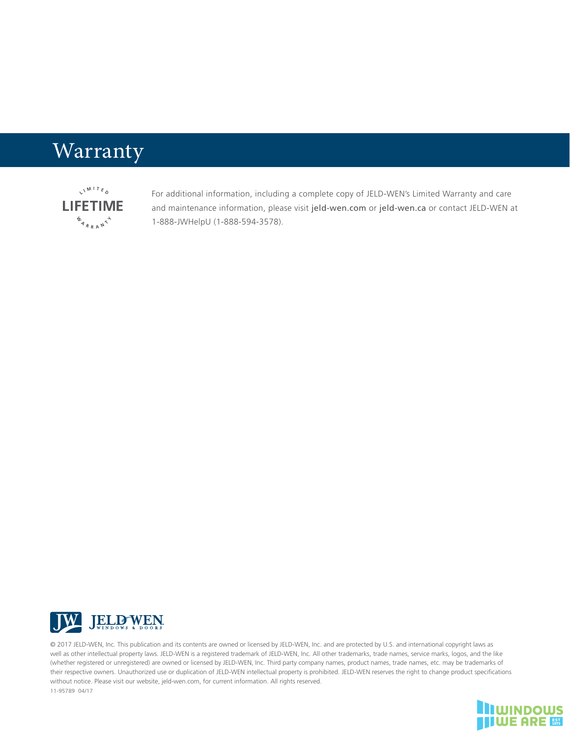# Warranty

LIMITED LIFETIME WARRANTY

For additional information, including a complete copy of JELD-WEN's Limited Warranty and care and maintenance information, please visit jeld-wen.com or jeld-wen.ca or contact JELD-WEN at 1-888-JWHelpU (1-888-594-3578).

JW JELD-WEN WINDOWS & DOORS

© 2017 JELD-WEN, Inc. This publication and its contents are owned or licensed by JELD-WEN, Inc. and are protected by U.S. and international copyright laws as well as other intellectual property laws. JELD-WEN is a registered trademark of JELD-WEN, Inc. All other trademarks, trade names, service marks, logos, and the like (whether registered or unregistered) are owned or licensed by JELD-WEN, Inc. Third party company names, product names, trade names, etc. may be trademarks of their respective owners. Unauthorized use or duplication of JELD-WEN intellectual property is prohibited. JELD-WEN reserves the right to change product specifications without notice. Please visit our website, jeld-wen.com, for current information. All rights reserved.

11-95789 04/17

WINDOWS WE ARE EST 1973